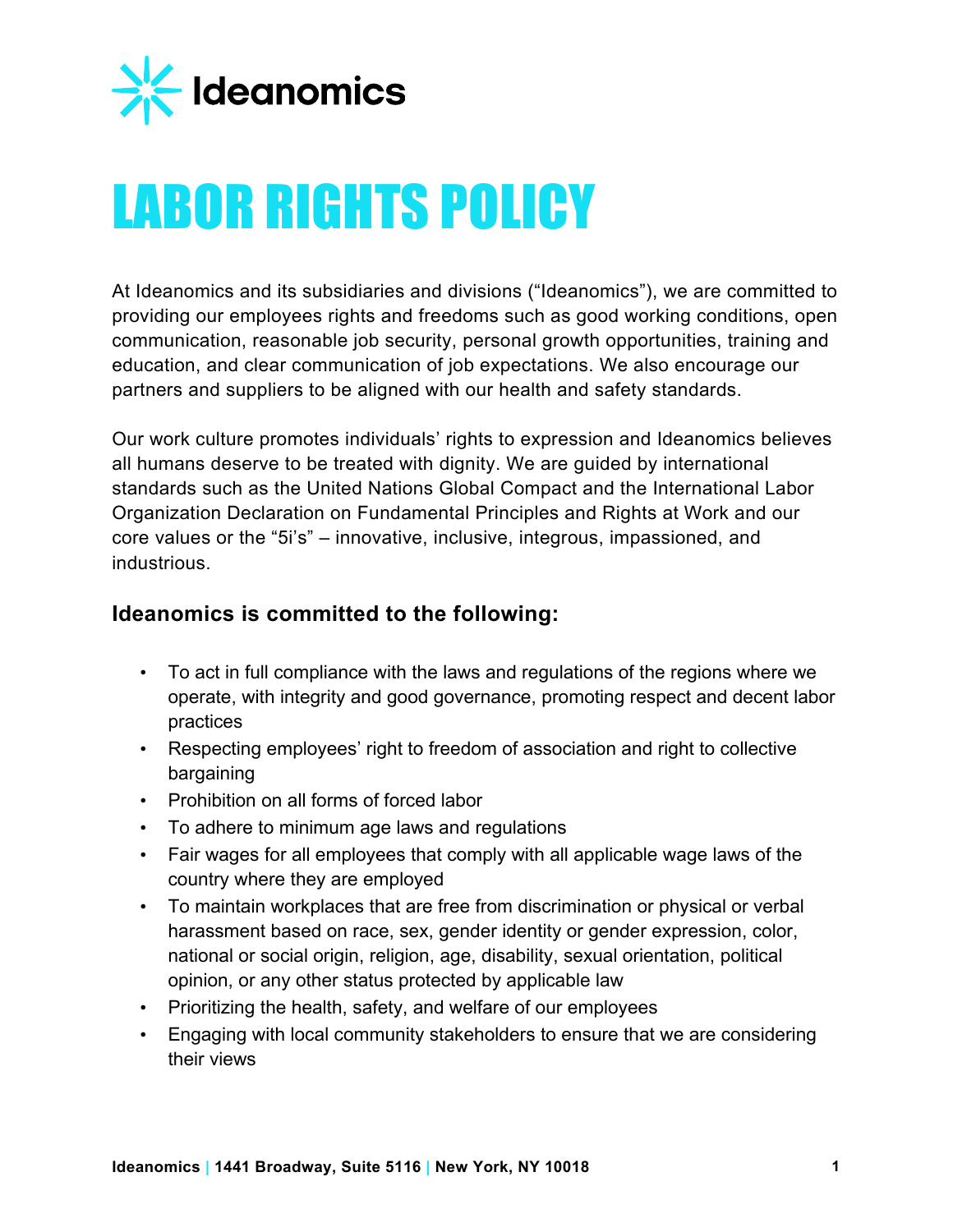Ideanomics

# LABOR RIGHTS POLICY

At Ideanomics and its subsidiaries and divisions ("Ideanomics"), we are committed to providing our employees rights and freedoms such as good working conditions, open communication, reasonable job security, personal growth opportunities, training and education, and clear communication of job expectations. We also encourage our partners and suppliers to be aligned with our health and safety standards.

Our work culture promotes individuals' rights to expression and Ideanomics believes all humans deserve to be treated with dignity. We are guided by international standards such as the United Nations Global Compact and the International Labor Organization Declaration on Fundamental Principles and Rights at Work and our core values or the "5i's" – innovative, inclusive, integrous, impassioned, and industrious.

### Ideanomics is committed to the following:

- To act in full compliance with the laws and regulations of the regions where we operate, with integrity and good governance, promoting respect and decent labor practices
- Respecting employees' right to freedom of association and right to collective bargaining
- Prohibition on all forms of forced labor
- To adhere to minimum age laws and regulations
- Fair wages for all employees that comply with all applicable wage laws of the country where they are employed
- To maintain workplaces that are free from discrimination or physical or verbal harassment based on race, sex, gender identity or gender expression, color, national or social origin, religion, age, disability, sexual orientation, political opinion, or any other status protected by applicable law
- Prioritizing the health, safety, and welfare of our employees
- Engaging with local community stakeholders to ensure that we are considering their views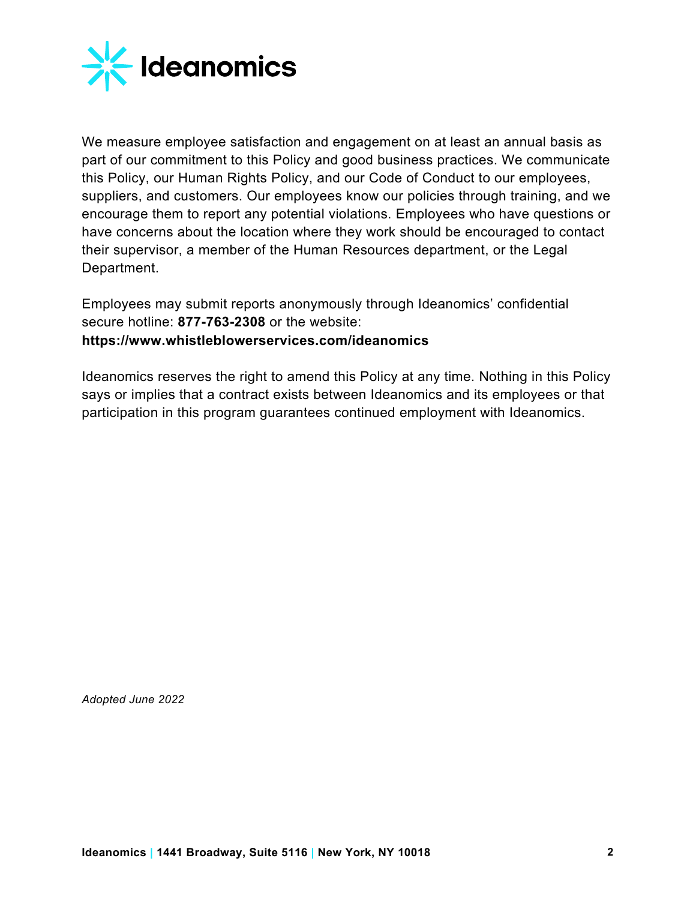We measure employee satisfaction and engagement on at least an annual basis as part of our commitment to this Policy and good business practices. We communicate this Policy, our Human Rights Policy, and our Code of Conduct to our employees, suppliers, and customers. Our employees know our policies through training, and we encourage them to report any potential violations. Employees who have questions or have concerns about the location where they work should be encouraged to contact their supervisor, a member of the Human Resources department, or the Legal Department.

Employees may submit reports anonymously through Ideanomics' confidential secure hotline: **877-763-2308** or the website: **https://www.whistleblowerservices.com/ideanomics**

Ideanomics reserves the right to amend this Policy at any time. Nothing in this Policy says or implies that a contract exists between Ideanomics and its employees or that participation in this program guarantees continued employment with Ideanomics.

*Adopted June 2022*